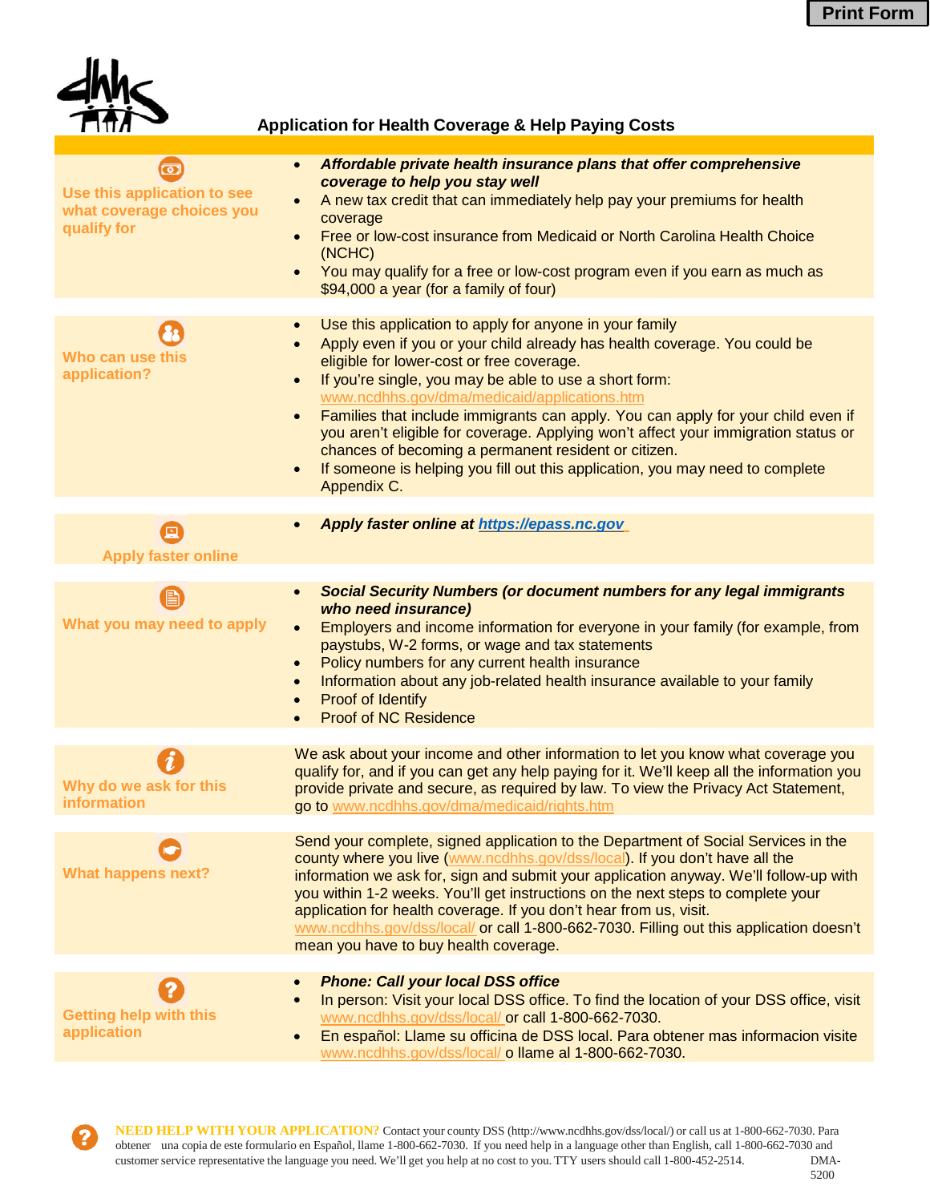Print Form

# Application for Health Coverage & Help Paying Costs

## Use this application to see what coverage choices you qualify for

- ***Affordable private health insurance plans that offer comprehensive coverage to help you stay well***
- A new tax credit that can immediately help pay your premiums for health coverage
- Free or low-cost insurance from Medicaid or North Carolina Health Choice (NCHC)
- You may qualify for a free or low-cost program even if you earn as much as $94,000 a year (for a family of four)

## Who can use this application?

- Use this application to apply for anyone in your family
- Apply even if you or your child already has health coverage. You could be eligible for lower-cost or free coverage.
- If you're single, you may be able to use a short form: www.ncdhhs.gov/dma/medicaid/applications.htm
- Families that include immigrants can apply. You can apply for your child even if you aren't eligible for coverage. Applying won't affect your immigration status or chances of becoming a permanent resident or citizen.
- If someone is helping you fill out this application, you may need to complete Appendix C.

## Apply faster online

- ***Apply faster online at https://epass.nc.gov***

## What you may need to apply

- ***Social Security Numbers (or document numbers for any legal immigrants who need insurance)***
- Employers and income information for everyone in your family (for example, from paystubs, W-2 forms, or wage and tax statements
- Policy numbers for any current health insurance
- Information about any job-related health insurance available to your family
- Proof of Identify
- Proof of NC Residence

## Why do we ask for this information

We ask about your income and other information to let you know what coverage you qualify for, and if you can get any help paying for it. We'll keep all the information you provide private and secure, as required by law. To view the Privacy Act Statement, go to www.ncdhhs.gov/dma/medicaid/rights.htm

## What happens next?

Send your complete, signed application to the Department of Social Services in the county where you live (www.ncdhhs.gov/dss/local). If you don't have all the information we ask for, sign and submit your application anyway. We'll follow-up with you within 1-2 weeks. You'll get instructions on the next steps to complete your application for health coverage. If you don't hear from us, visit. www.ncdhhs.gov/dss/local/ or call 1-800-662-7030. Filling out this application doesn't mean you have to buy health coverage.

## Getting help with this application

- ***Phone: Call your local DSS office***
- In person: Visit your local DSS office. To find the location of your DSS office, visit www.ncdhhs.gov/dss/local/ or call 1-800-662-7030.
- En español: Llame su officina de DSS local. Para obtener mas informacion visite www.ncdhhs.gov/dss/local/ o llame al 1-800-662-7030.

**NEED HELP WITH YOUR APPLICATION?** Contact your county DSS (http://www.ncdhhs.gov/dss/local/) or call us at 1-800-662-7030. Para obtener una copia de este formulario en Español, llame 1-800-662-7030. If you need help in a language other than English, call 1-800-662-7030 and customer service representative the language you need. We'll get you help at no cost to you. TTY users should call 1-800-452-2514.

DMA-5200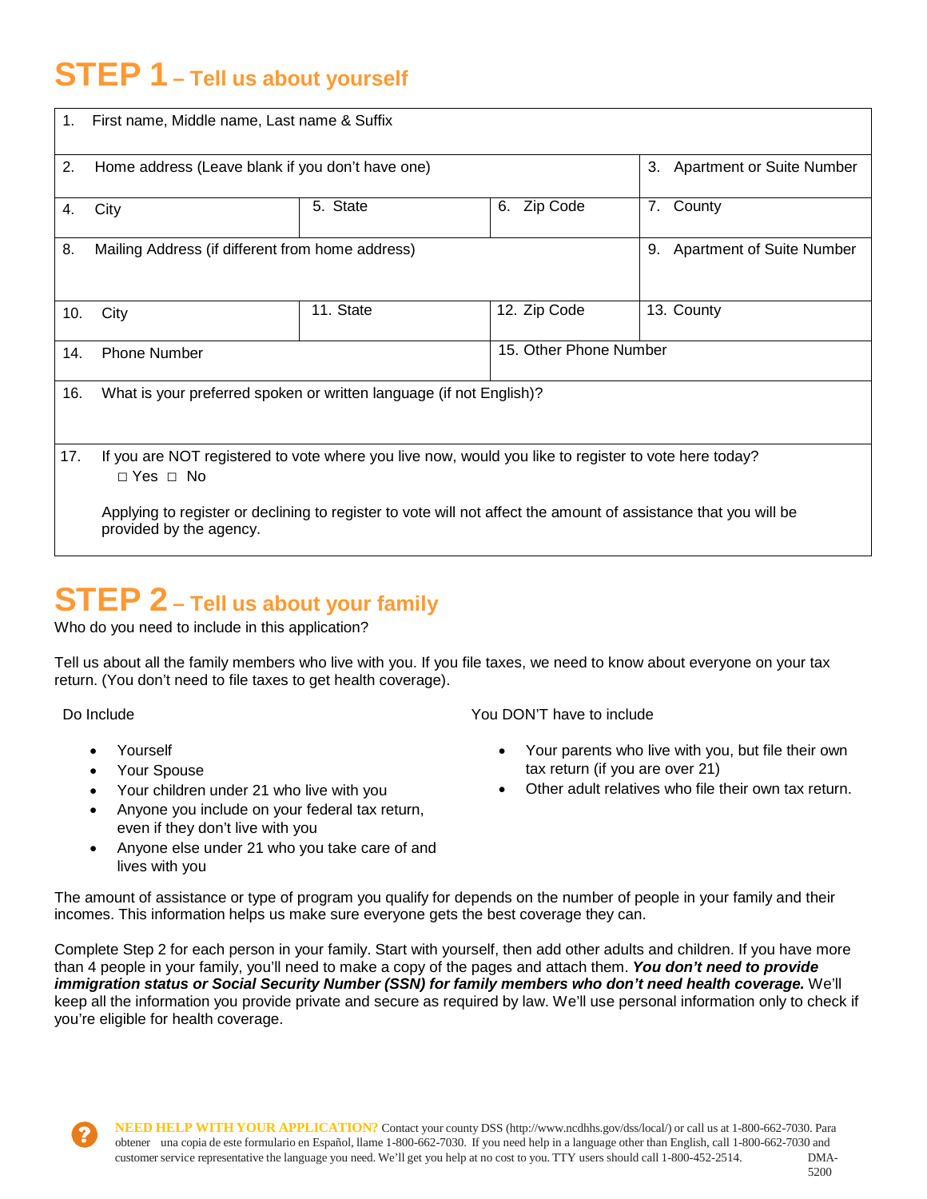# STEP 1 – Tell us about yourself

| 1. First name, Middle name, Last name & Suffix | | | |
|---|---|---|---|
| 2. Home address (Leave blank if you don't have one) | | | 3. Apartment or Suite Number |
| 4. City | 5. State | 6. Zip Code | 7. County |
| 8. Mailing Address (if different from home address) | | | 9. Apartment of Suite Number |
| 10. City | 11. State | 12. Zip Code | 13. County |
| 14. Phone Number | | 15. Other Phone Number | |
| 16. What is your preferred spoken or written language (if not English)? | | | |
| 17. If you are NOT registered to vote where you live now, would you like to register to vote here today? □ Yes □ No<br><br>Applying to register or declining to register to vote will not affect the amount of assistance that you will be provided by the agency. | | | |

# STEP 2 – Tell us about your family

Who do you need to include in this application?

Tell us about all the family members who live with you. If you file taxes, we need to know about everyone on your tax return. (You don't need to file taxes to get health coverage).

Do Include

- Yourself
- Your Spouse
- Your children under 21 who live with you
- Anyone you include on your federal tax return, even if they don't live with you
- Anyone else under 21 who you take care of and lives with you

You DON'T have to include

- Your parents who live with you, but file their own tax return (if you are over 21)
- Other adult relatives who file their own tax return.

The amount of assistance or type of program you qualify for depends on the number of people in your family and their incomes. This information helps us make sure everyone gets the best coverage they can.

Complete Step 2 for each person in your family. Start with yourself, then add other adults and children. If you have more than 4 people in your family, you'll need to make a copy of the pages and attach them. ***You don't need to provide immigration status or Social Security Number (SSN) for family members who don't need health coverage.*** We'll keep all the information you provide private and secure as required by law. We'll use personal information only to check if you're eligible for health coverage.

**NEED HELP WITH YOUR APPLICATION?** Contact your county DSS (http://www.ncdhhs.gov/dss/local/) or call us at 1-800-662-7030. Para obtener una copia de este formulario en Español, llame 1-800-662-7030. If you need help in a language other than English, call 1-800-662-7030 and customer service representative the language you need. We'll get you help at no cost to you. TTY users should call 1-800-452-2514. DMA-5200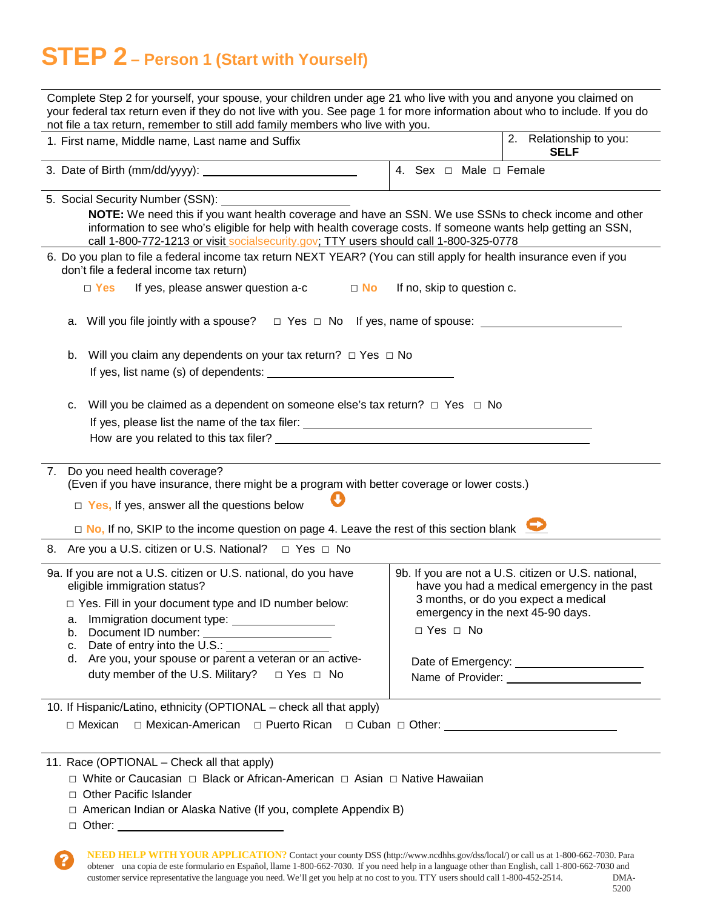# STEP 2 – Person 1 (Start with Yourself)

Complete Step 2 for yourself, your spouse, your children under age 21 who live with you and anyone you claimed on your federal tax return even if they do not live with you. See page 1 for more information about who to include. If you do not file a tax return, remember to still add family members who live with you.

1. First name, Middle name, Last name and Suffix

2. Relationship to you: **SELF**

3. Date of Birth (mm/dd/yyyy): ____________________

4. Sex ☐ Male ☐ Female

5. Social Security Number (SSN): ____________________

   **NOTE:** We need this if you want health coverage and have an SSN. We use SSNs to check income and other information to see who's eligible for help with health coverage costs. If someone wants help getting an SSN, call 1-800-772-1213 or visit socialsecurity.gov; TTY users should call 1-800-325-0778

6. Do you plan to file a federal income tax return NEXT YEAR? (You can still apply for health insurance even if you don't file a federal income tax return)

   ☐ **Yes** If yes, please answer question a-c ☐ **No** If no, skip to question c.

   a. Will you file jointly with a spouse? ☐ Yes ☐ No If yes, name of spouse: ____________________

   b. Will you claim any dependents on your tax return? ☐ Yes ☐ No
      If yes, list name (s) of dependents: ____________________

   c. Will you be claimed as a dependent on someone else's tax return? ☐ Yes ☐ No
      If yes, please list the name of the tax filer: ____________________
      How are you related to this tax filer? ____________________

7. Do you need health coverage?
   (Even if you have insurance, there might be a program with better coverage or lower costs.)

   ☐ **Yes,** If yes, answer all the questions below

   ☐ **No,** If no, SKIP to the income question on page 4. Leave the rest of this section blank

8. Are you a U.S. citizen or U.S. National? ☐ Yes ☐ No

9a. If you are not a U.S. citizen or U.S. national, do you have eligible immigration status?

   ☐ Yes. Fill in your document type and ID number below:

   a. Immigration document type: ____________________
   b. Document ID number: ____________________
   c. Date of entry into the U.S.: ____________________
   d. Are you, your spouse or parent a veteran or an active-duty member of the U.S. Military? ☐ Yes ☐ No

9b. If you are not a U.S. citizen or U.S. national, have you had a medical emergency in the past 3 months, or do you expect a medical emergency in the next 45-90 days.

   ☐ Yes ☐ No

   Date of Emergency: ____________________
   Name of Provider: ____________________

10. If Hispanic/Latino, ethnicity (OPTIONAL – check all that apply)

   ☐ Mexican ☐ Mexican-American ☐ Puerto Rican ☐ Cuban ☐ Other: ____________________

11. Race (OPTIONAL – Check all that apply)

   ☐ White or Caucasian ☐ Black or African-American ☐ Asian ☐ Native Hawaiian
   ☐ Other Pacific Islander
   ☐ American Indian or Alaska Native (If you, complete Appendix B)
   ☐ Other: ____________________

**NEED HELP WITH YOUR APPLICATION?** Contact your county DSS (http://www.ncdhhs.gov/dss/local/) or call us at 1-800-662-7030. Para obtener una copia de este formulario en Español, llame 1-800-662-7030. If you need help in a language other than English, call 1-800-662-7030 and customer service representative the language you need. We'll get you help at no cost to you. TTY users should call 1-800-452-2514. DMA-5200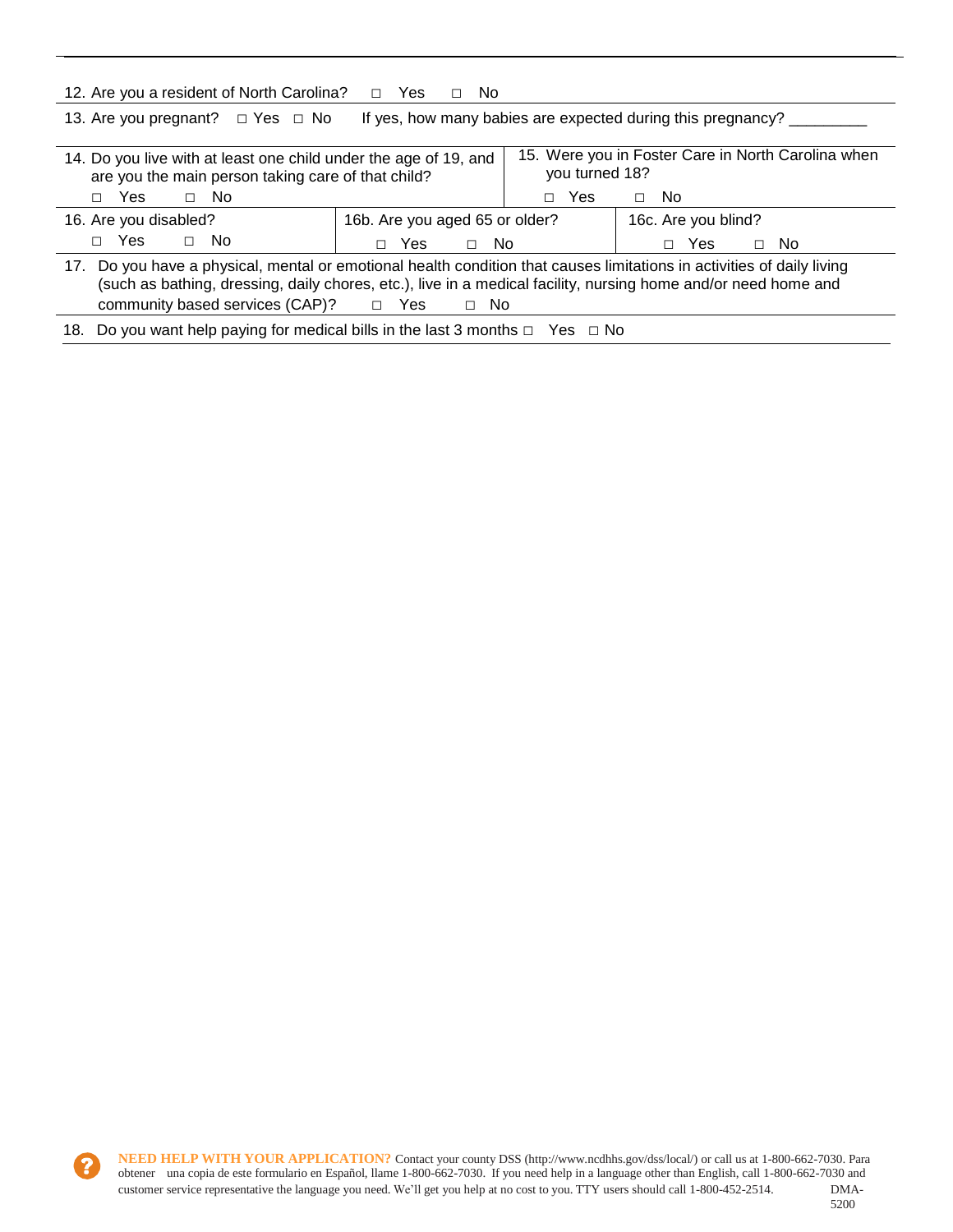12. Are you a resident of North Carolina? □ Yes □ No

13. Are you pregnant? □ Yes □ No If yes, how many babies are expected during this pregnancy? _________

| 14. Do you live with at least one child under the age of 19, and are you the main person taking care of that child? □ Yes □ No | 15. Were you in Foster Care in North Carolina when you turned 18? □ Yes □ No |
|---|---|

| 16. Are you disabled? □ Yes □ No | 16b. Are you aged 65 or older? □ Yes □ No | 16c. Are you blind? □ Yes □ No |
|---|---|---|

17. Do you have a physical, mental or emotional health condition that causes limitations in activities of daily living (such as bathing, dressing, daily chores, etc.), live in a medical facility, nursing home and/or need home and community based services (CAP)? □ Yes □ No

18. Do you want help paying for medical bills in the last 3 months □ Yes □ No

**NEED HELP WITH YOUR APPLICATION?** Contact your county DSS (http://www.ncdhhs.gov/dss/local/) or call us at 1-800-662-7030. Para obtener una copia de este formulario en Español, llame 1-800-662-7030. If you need help in a language other than English, call 1-800-662-7030 and customer service representative the language you need. We'll get you help at no cost to you. TTY users should call 1-800-452-2514. DMA-5200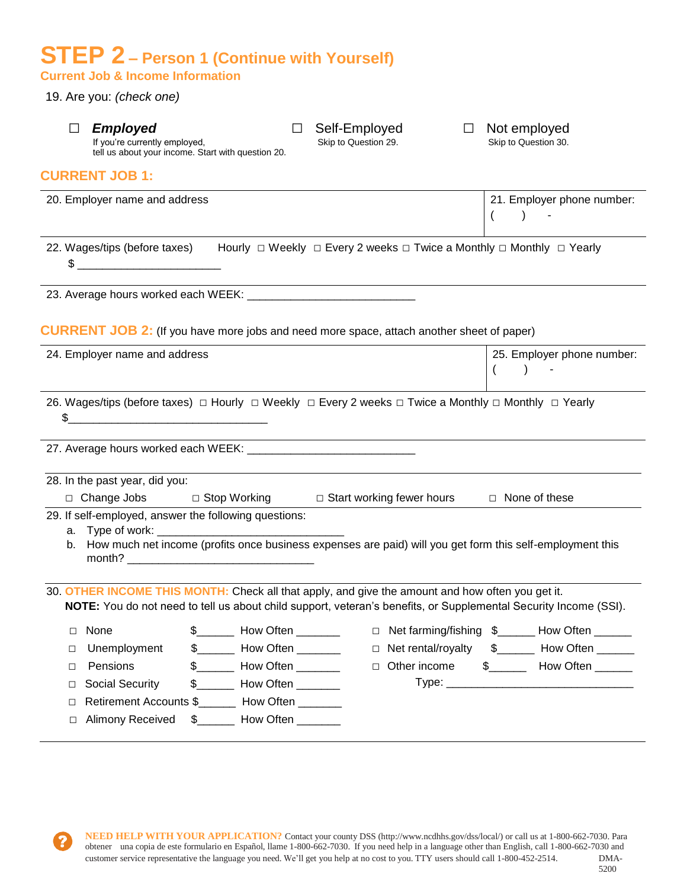# STEP 2 – Person 1 (Continue with Yourself)

## Current Job & Income Information

19. Are you: *(check one)*

☐ ***Employed*** If you're currently employed, tell us about your income. Start with question 20.

☐ Self-Employed Skip to Question 29.

☐ Not employed Skip to Question 30.

## CURRENT JOB 1:

| 20. Employer name and address | 21. Employer phone number: ( ) - |
|---|---|

22. Wages/tips (before taxes) Hourly ☐ Weekly ☐ Every 2 weeks ☐ Twice a Monthly ☐ Monthly ☐ Yearly
$ ______________________

23. Average hours worked each WEEK: __________________________

## CURRENT JOB 2: (If you have more jobs and need more space, attach another sheet of paper)

| 24. Employer name and address | 25. Employer phone number: ( ) - |
|---|---|

26. Wages/tips (before taxes) ☐ Hourly ☐ Weekly ☐ Every 2 weeks ☐ Twice a Monthly ☐ Monthly ☐ Yearly
$______________________________

27. Average hours worked each WEEK: __________________________

28. In the past year, did you:
☐ Change Jobs ☐ Stop Working ☐ Start working fewer hours ☐ None of these

29. If self-employed, answer the following questions:
   a. Type of work: _____________________________
   b. How much net income (profits once business expenses are paid) will you get form this self-employment this month? _____________________________

30. OTHER INCOME THIS MONTH: Check all that apply, and give the amount and how often you get it.
**NOTE:** You do not need to tell us about child support, veteran's benefits, or Supplemental Security Income (SSI).

☐ None $______ How Often _______
☐ Unemployment $______ How Often _______
☐ Pensions $______ How Often _______
☐ Social Security $______ How Often _______
☐ Retirement Accounts $______ How Often _______
☐ Alimony Received $______ How Often _______
☐ Net farming/fishing $______ How Often ______
☐ Net rental/royalty $______ How Often ______
☐ Other income $______ How Often ______
Type: ______________________________

**NEED HELP WITH YOUR APPLICATION?** Contact your county DSS (http://www.ncdhhs.gov/dss/local/) or call us at 1-800-662-7030. Para obtener una copia de este formulario en Español, llame 1-800-662-7030. If you need help in a language other than English, call 1-800-662-7030 and customer service representative the language you need. We'll get you help at no cost to you. TTY users should call 1-800-452-2514. DMA-5200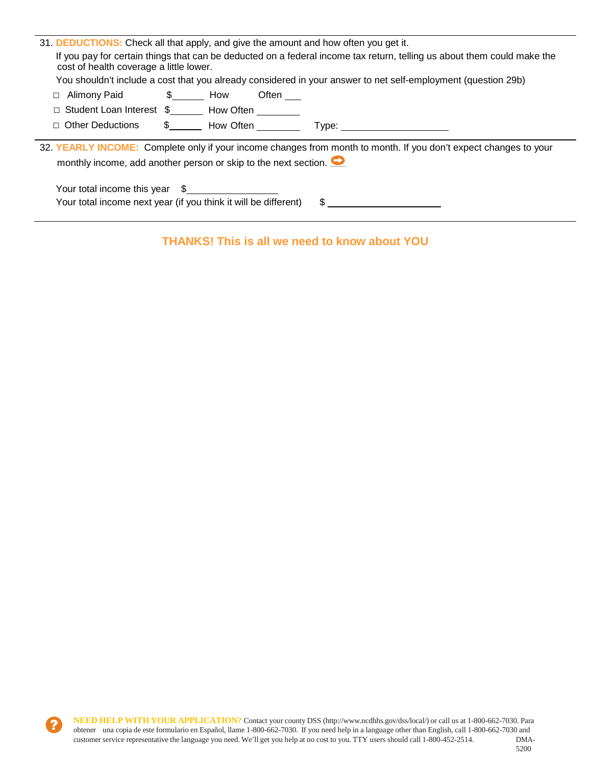31. **DEDUCTIONS:** Check all that apply, and give the amount and how often you get it.

If you pay for certain things that can be deducted on a federal income tax return, telling us about them could make the cost of health coverage a little lower.

You shouldn't include a cost that you already considered in your answer to net self-employment (question 29b)

- ☐ Alimony Paid $______ How Often ___
- ☐ Student Loan Interest $______ How Often ________
- ☐ Other Deductions $______ How Often ________ Type: ____________________

32. **YEARLY INCOME:** Complete only if your income changes from month to month. If you don't expect changes to your monthly income, add another person or skip to the next section.

Your total income this year $________________

Your total income next year (if you think it will be different) $ ____________________

**THANKS! This is all we need to know about YOU**

**NEED HELP WITH YOUR APPLICATION?** Contact your county DSS (http://www.ncdhhs.gov/dss/local/) or call us at 1-800-662-7030. Para obtener una copia de este formulario en Español, llame 1-800-662-7030. If you need help in a language other than English, call 1-800-662-7030 and customer service representative the language you need. We'll get you help at no cost to you. TTY users should call 1-800-452-2514.

DMA-5200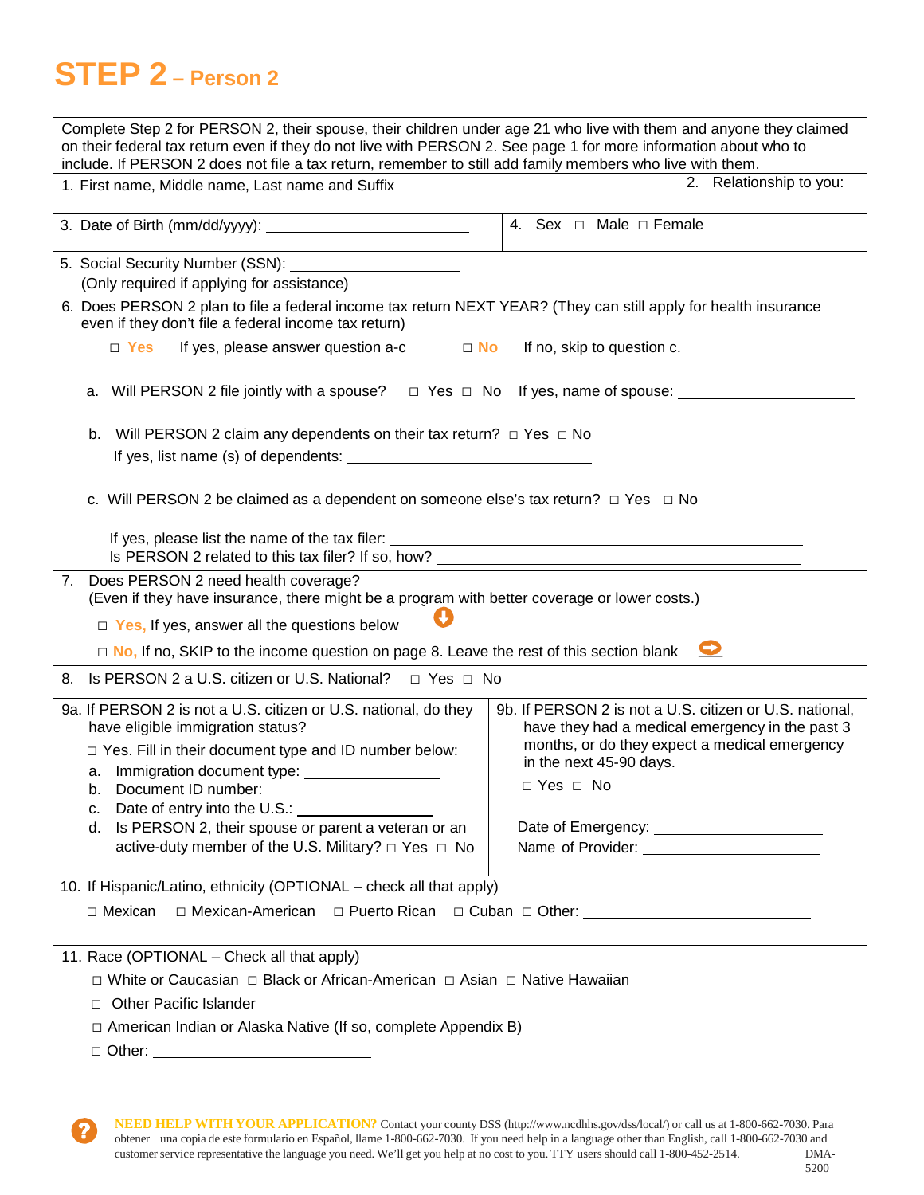# STEP 2 – Person 2

Complete Step 2 for PERSON 2, their spouse, their children under age 21 who live with them and anyone they claimed on their federal tax return even if they do not live with PERSON 2. See page 1 for more information about who to include. If PERSON 2 does not file a tax return, remember to still add family members who live with them.

1. First name, Middle name, Last name and Suffix

2. Relationship to you:

3. Date of Birth (mm/dd/yyyy): ____________________

4. Sex ☐ Male ☐ Female

5. Social Security Number (SSN): ____________________
(Only required if applying for assistance)

6. Does PERSON 2 plan to file a federal income tax return NEXT YEAR? (They can still apply for health insurance even if they don't file a federal income tax return)

☐ **Yes** If yes, please answer question a-c ☐ **No** If no, skip to question c.

a. Will PERSON 2 file jointly with a spouse? ☐ Yes ☐ No If yes, name of spouse: ____________________

b. Will PERSON 2 claim any dependents on their tax return? ☐ Yes ☐ No
If yes, list name (s) of dependents: ____________________

c. Will PERSON 2 be claimed as a dependent on someone else's tax return? ☐ Yes ☐ No

If yes, please list the name of the tax filer: ____________________
Is PERSON 2 related to this tax filer? If so, how? ____________________

7. Does PERSON 2 need health coverage?
(Even if they have insurance, there might be a program with better coverage or lower costs.)

☐ **Yes,** If yes, answer all the questions below

☐ **No,** If no, SKIP to the income question on page 8. Leave the rest of this section blank

8. Is PERSON 2 a U.S. citizen or U.S. National? ☐ Yes ☐ No

9a. If PERSON 2 is not a U.S. citizen or U.S. national, do they have eligible immigration status?

☐ Yes. Fill in their document type and ID number below:

a. Immigration document type: ____________________
b. Document ID number: ____________________
c. Date of entry into the U.S.: ____________________
d. Is PERSON 2, their spouse or parent a veteran or an active-duty member of the U.S. Military? ☐ Yes ☐ No

9b. If PERSON 2 is not a U.S. citizen or U.S. national, have they had a medical emergency in the past 3 months, or do they expect a medical emergency in the next 45-90 days.

☐ Yes ☐ No

Date of Emergency: ____________________
Name of Provider: ____________________

10. If Hispanic/Latino, ethnicity (OPTIONAL – check all that apply)

☐ Mexican ☐ Mexican-American ☐ Puerto Rican ☐ Cuban ☐ Other: ____________________

11. Race (OPTIONAL – Check all that apply)

☐ White or Caucasian ☐ Black or African-American ☐ Asian ☐ Native Hawaiian

☐ Other Pacific Islander

☐ American Indian or Alaska Native (If so, complete Appendix B)

☐ Other: ____________________

**NEED HELP WITH YOUR APPLICATION?** Contact your county DSS (http://www.ncdhhs.gov/dss/local/) or call us at 1-800-662-7030. Para obtener una copia de este formulario en Español, llame 1-800-662-7030. If you need help in a language other than English, call 1-800-662-7030 and customer service representative the language you need. We'll get you help at no cost to you. TTY users should call 1-800-452-2514. DMA-5200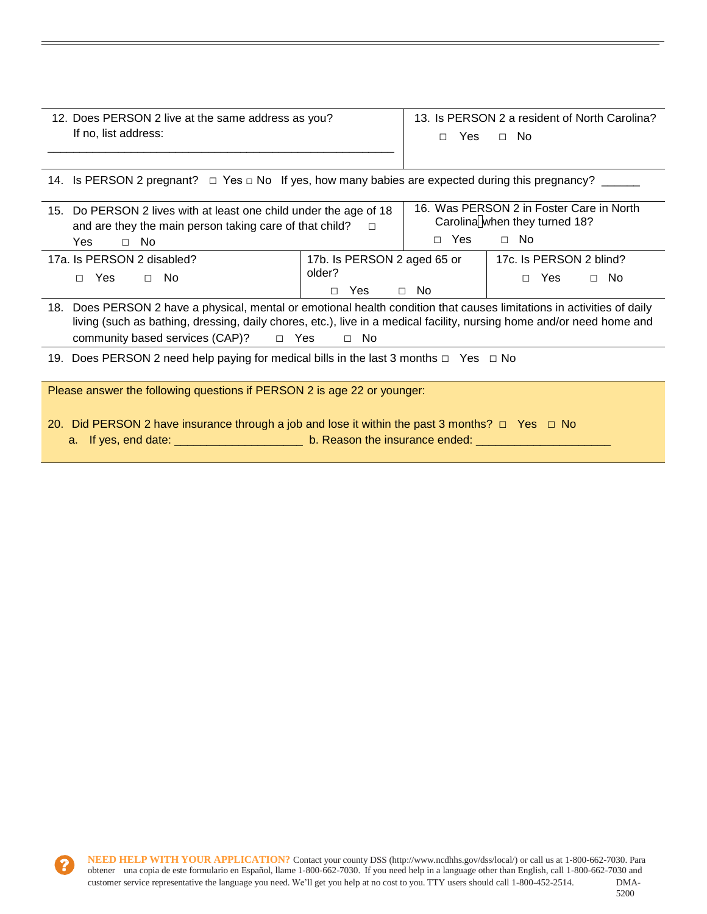12. Does PERSON 2 live at the same address as you?
    If no, list address: ______________________________________________________

13. Is PERSON 2 a resident of North Carolina? □ Yes □ No

14. Is PERSON 2 pregnant? □ Yes □ No If yes, how many babies are expected during this pregnancy? ______

15. Do PERSON 2 lives with at least one child under the age of 18 and are they the main person taking care of that child? □ Yes □ No

16. Was PERSON 2 in Foster Care in North Carolina when they turned 18? □ Yes □ No

17a. Is PERSON 2 disabled? □ Yes □ No

17b. Is PERSON 2 aged 65 or older? □ Yes □ No

17c. Is PERSON 2 blind? □ Yes □ No

18. Does PERSON 2 have a physical, mental or emotional health condition that causes limitations in activities of daily living (such as bathing, dressing, daily chores, etc.), live in a medical facility, nursing home and/or need home and community based services (CAP)? □ Yes □ No

19. Does PERSON 2 need help paying for medical bills in the last 3 months □ Yes □ No

Please answer the following questions if PERSON 2 is age 22 or younger:

20. Did PERSON 2 have insurance through a job and lose it within the past 3 months? □ Yes □ No
    a. If yes, end date: ___________________ b. Reason the insurance ended: ____________________

**NEED HELP WITH YOUR APPLICATION?** Contact your county DSS (http://www.ncdhhs.gov/dss/local/) or call us at 1-800-662-7030. Para obtener una copia de este formulario en Español, llame 1-800-662-7030. If you need help in a language other than English, call 1-800-662-7030 and customer service representative the language you need. We'll get you help at no cost to you. TTY users should call 1-800-452-2514. DMA-5200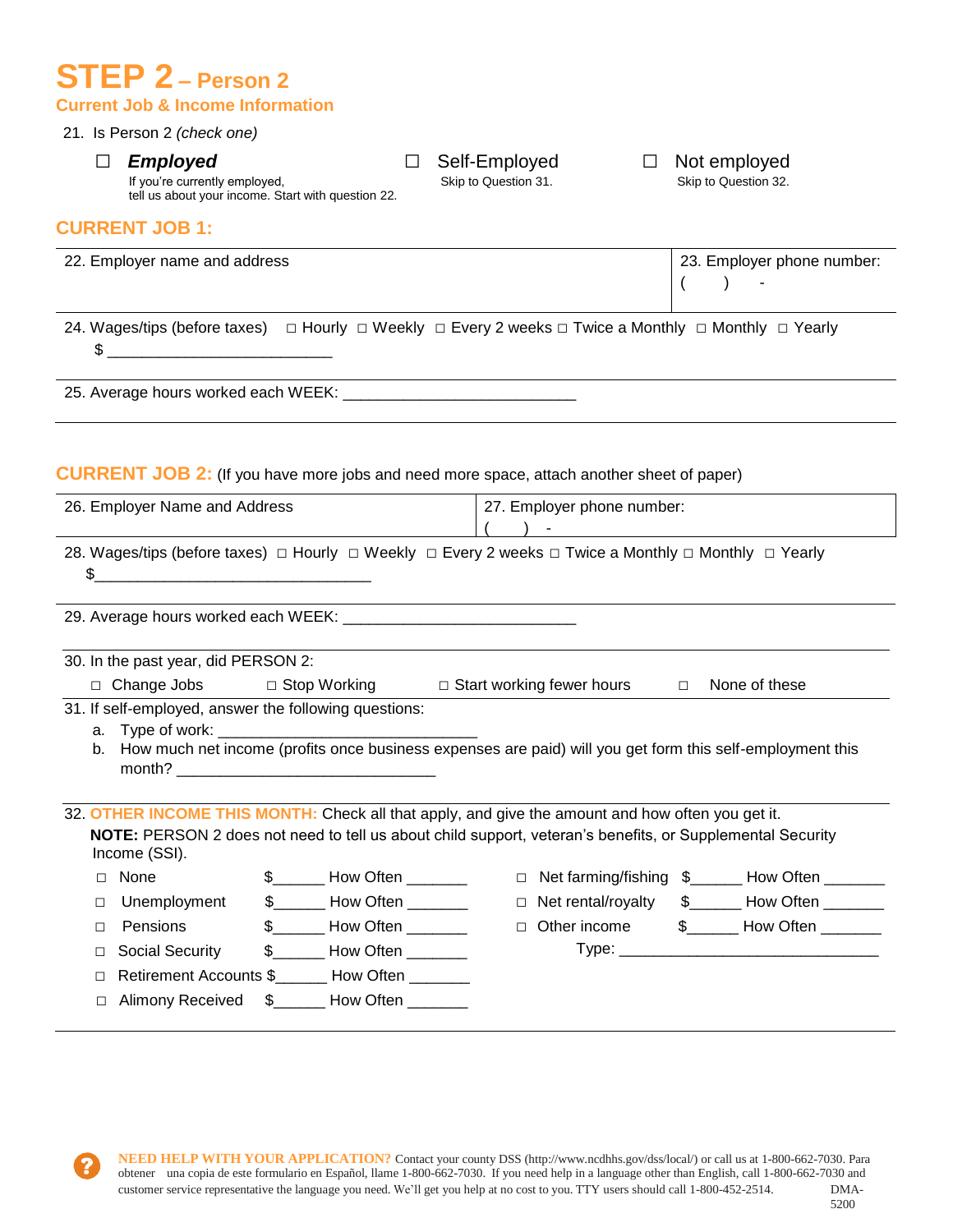# STEP 2 – Person 2

## Current Job & Income Information

21. Is Person 2 *(check one)*

☐ ***Employed*** — If you're currently employed, tell us about your income. Start with question 22.

☐ Self-Employed — Skip to Question 31.

☐ Not employed — Skip to Question 32.

## CURRENT JOB 1:

| 22. Employer name and address | 23. Employer phone number: ( ) - |
|---|---|

24. Wages/tips (before taxes) □ Hourly □ Weekly □ Every 2 weeks □ Twice a Monthly □ Monthly □ Yearly
$ ___________________________

25. Average hours worked each WEEK: ___________________________

## CURRENT JOB 2: (If you have more jobs and need more space, attach another sheet of paper)

| 26. Employer Name and Address | 27. Employer phone number: ( ) - |
|---|---|

28. Wages/tips (before taxes) □ Hourly □ Weekly □ Every 2 weeks □ Twice a Monthly □ Monthly □ Yearly
$_________________________________

29. Average hours worked each WEEK: ___________________________

30. In the past year, did PERSON 2:
□ Change Jobs □ Stop Working □ Start working fewer hours □ None of these

31. If self-employed, answer the following questions:
   a. Type of work: ______________________________
   b. How much net income (profits once business expenses are paid) will you get form this self-employment this month? ______________________________

32. **OTHER INCOME THIS MONTH:** Check all that apply, and give the amount and how often you get it.
**NOTE:** PERSON 2 does not need to tell us about child support, veteran's benefits, or Supplemental Security Income (SSI).

□ None $______ How Often _______
□ Unemployment $______ How Often _______
□ Pensions $______ How Often _______
□ Social Security $______ How Often _______
□ Retirement Accounts $______ How Often _______
□ Alimony Received $______ How Often _______
□ Net farming/fishing $______ How Often _______
□ Net rental/royalty $______ How Often _______
□ Other income $______ How Often _______
Type: ______________________________

**NEED HELP WITH YOUR APPLICATION?** Contact your county DSS (http://www.ncdhhs.gov/dss/local/) or call us at 1-800-662-7030. Para obtener una copia de este formulario en Español, llame 1-800-662-7030. If you need help in a language other than English, call 1-800-662-7030 and customer service representative the language you need. We'll get you help at no cost to you. TTY users should call 1-800-452-2514. DMA-5200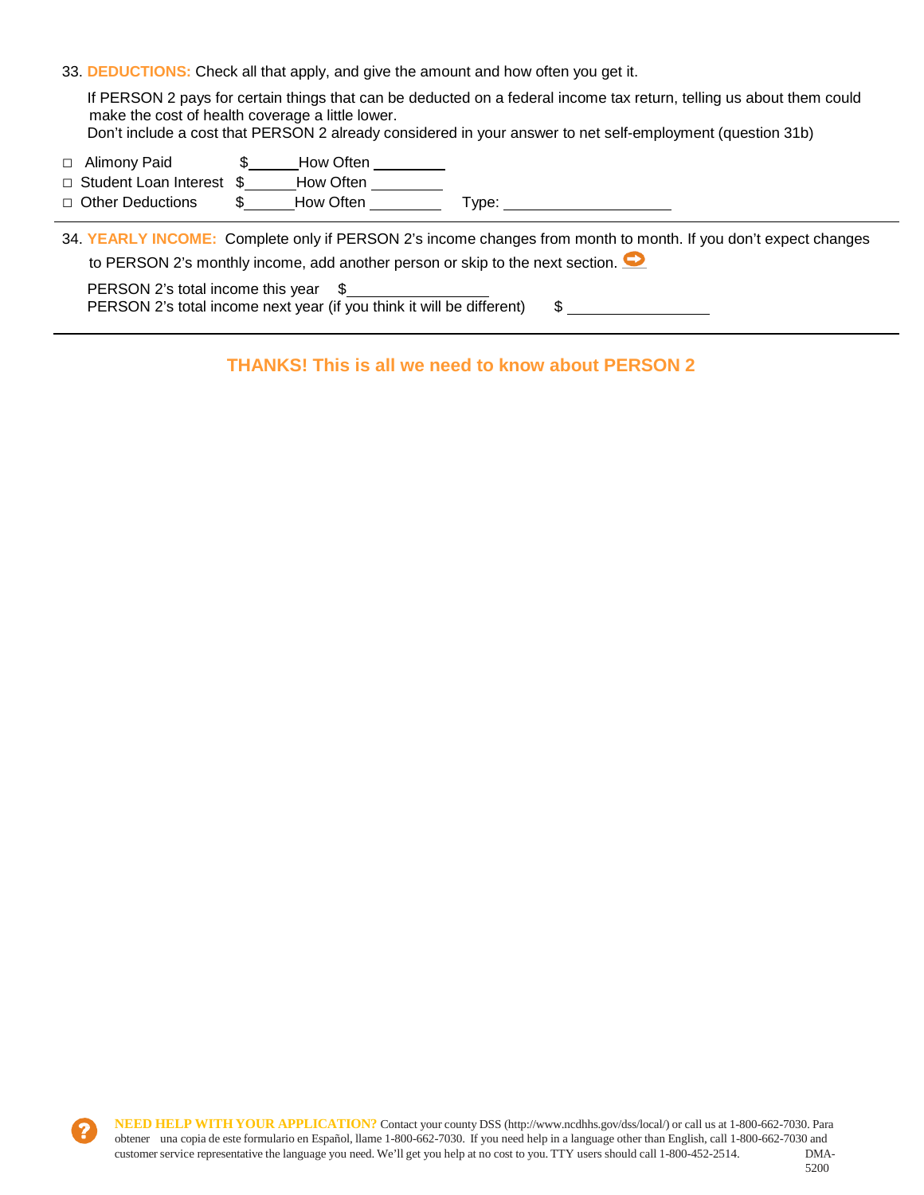33. **DEDUCTIONS:** Check all that apply, and give the amount and how often you get it.

If PERSON 2 pays for certain things that can be deducted on a federal income tax return, telling us about them could make the cost of health coverage a little lower.
Don't include a cost that PERSON 2 already considered in your answer to net self-employment (question 31b)

- □ Alimony Paid $______ How Often ________
- □ Student Loan Interest $______ How Often ________
- □ Other Deductions $______ How Often ________ Type: ________________

34. **YEARLY INCOME:** Complete only if PERSON 2's income changes from month to month. If you don't expect changes to PERSON 2's monthly income, add another person or skip to the next section. ➡

PERSON 2's total income this year $________________
PERSON 2's total income next year (if you think it will be different) $________________

**THANKS! This is all we need to know about PERSON 2**

**NEED HELP WITH YOUR APPLICATION?** Contact your county DSS (http://www.ncdhhs.gov/dss/local/) or call us at 1-800-662-7030. Para obtener una copia de este formulario en Español, llame 1-800-662-7030. If you need help in a language other than English, call 1-800-662-7030 and customer service representative the language you need. We'll get you help at no cost to you. TTY users should call 1-800-452-2514. DMA-5200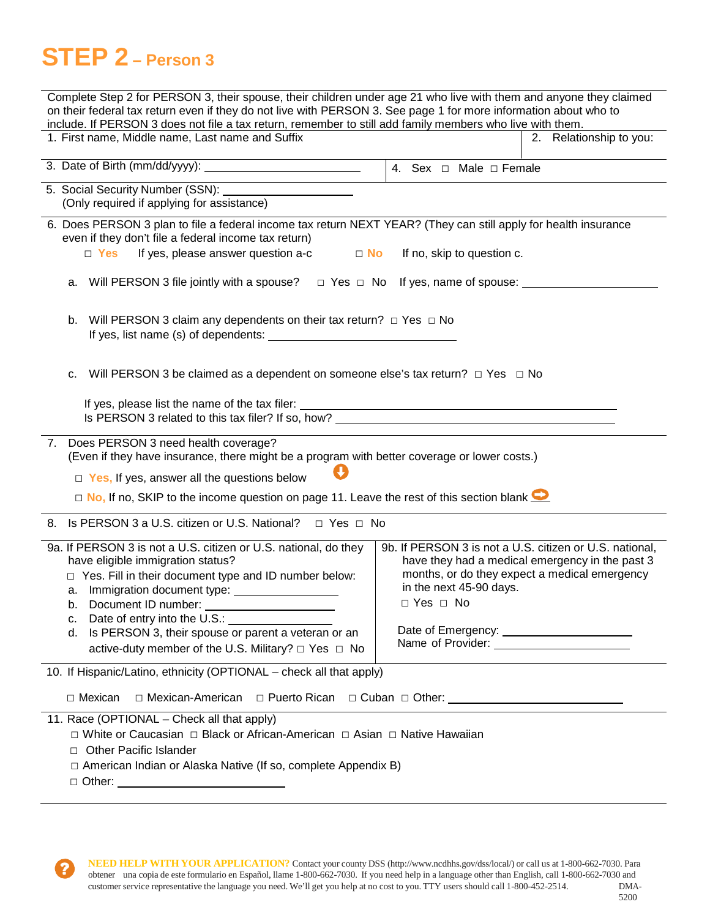# STEP 2 – Person 3

Complete Step 2 for PERSON 3, their spouse, their children under age 21 who live with them and anyone they claimed on their federal tax return even if they do not live with PERSON 3. See page 1 for more information about who to include. If PERSON 3 does not file a tax return, remember to still add family members who live with them.

1. First name, Middle name, Last name and Suffix

2. Relationship to you:

3. Date of Birth (mm/dd/yyyy): ______________________

4. Sex ☐ Male ☐ Female

5. Social Security Number (SSN): ________________
   (Only required if applying for assistance)

6. Does PERSON 3 plan to file a federal income tax return NEXT YEAR? (They can still apply for health insurance even if they don't file a federal income tax return)

   ☐ **Yes** If yes, please answer question a-c ☐ **No** If no, skip to question c.

   a. Will PERSON 3 file jointly with a spouse? ☐ Yes ☐ No If yes, name of spouse: ________________

   b. Will PERSON 3 claim any dependents on their tax return? ☐ Yes ☐ No
      If yes, list name (s) of dependents: ______________________

   c. Will PERSON 3 be claimed as a dependent on someone else's tax return? ☐ Yes ☐ No

      If yes, please list the name of the tax filer: ______________________________________
      Is PERSON 3 related to this tax filer? If so, how? __________________________________

7. Does PERSON 3 need health coverage?
   (Even if they have insurance, there might be a program with better coverage or lower costs.)

   ☐ **Yes,** If yes, answer all the questions below

   ☐ **No,** If no, SKIP to the income question on page 11. Leave the rest of this section blank

8. Is PERSON 3 a U.S. citizen or U.S. National? ☐ Yes ☐ No

9a. If PERSON 3 is not a U.S. citizen or U.S. national, do they have eligible immigration status?

   ☐ Yes. Fill in their document type and ID number below:

   a. Immigration document type: ______________
   b. Document ID number: ________________
   c. Date of entry into the U.S.: ________________
   d. Is PERSON 3, their spouse or parent a veteran or an active-duty member of the U.S. Military? ☐ Yes ☐ No

9b. If PERSON 3 is not a U.S. citizen or U.S. national, have they had a medical emergency in the past 3 months, or do they expect a medical emergency in the next 45-90 days.

   ☐ Yes ☐ No

   Date of Emergency: ________________
   Name of Provider: ________________

10. If Hispanic/Latino, ethnicity (OPTIONAL – check all that apply)

   ☐ Mexican ☐ Mexican-American ☐ Puerto Rican ☐ Cuban ☐ Other: ______________________

11. Race (OPTIONAL – Check all that apply)

   ☐ White or Caucasian ☐ Black or African-American ☐ Asian ☐ Native Hawaiian
   ☐ Other Pacific Islander
   ☐ American Indian or Alaska Native (If so, complete Appendix B)
   ☐ Other: ______________________

**NEED HELP WITH YOUR APPLICATION?** Contact your county DSS (http://www.ncdhhs.gov/dss/local/) or call us at 1-800-662-7030. Para obtener una copia de este formulario en Español, llame 1-800-662-7030. If you need help in a language other than English, call 1-800-662-7030 and customer service representative the language you need. We'll get you help at no cost to you. TTY users should call 1-800-452-2514. DMA-5200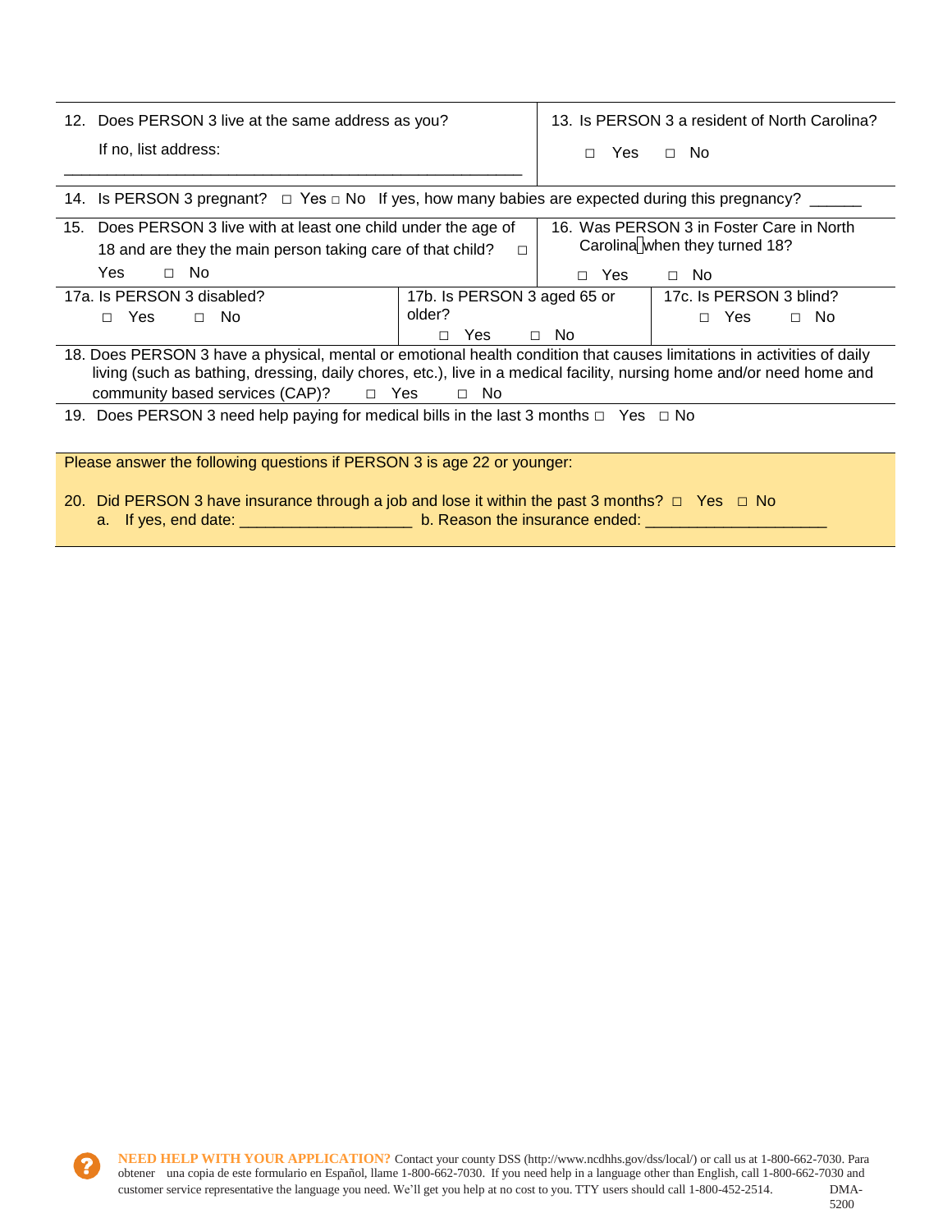12. Does PERSON 3 live at the same address as you?

If no, list address: _______________________________________________

13. Is PERSON 3 a resident of North Carolina? □ Yes □ No

14. Is PERSON 3 pregnant? □ Yes □ No If yes, how many babies are expected during this pregnancy? ______

15. Does PERSON 3 live with at least one child under the age of 18 and are they the main person taking care of that child? □ Yes □ No

16. Was PERSON 3 in Foster Care in North Carolina when they turned 18? □ Yes □ No

17a. Is PERSON 3 disabled? □ Yes □ No

17b. Is PERSON 3 aged 65 or older? □ Yes □ No

17c. Is PERSON 3 blind? □ Yes □ No

18. Does PERSON 3 have a physical, mental or emotional health condition that causes limitations in activities of daily living (such as bathing, dressing, daily chores, etc.), live in a medical facility, nursing home and/or need home and community based services (CAP)? □ Yes □ No

19. Does PERSON 3 need help paying for medical bills in the last 3 months □ Yes □ No

Please answer the following questions if PERSON 3 is age 22 or younger:

20. Did PERSON 3 have insurance through a job and lose it within the past 3 months? □ Yes □ No
   a. If yes, end date: ___________________ b. Reason the insurance ended: ____________________

**NEED HELP WITH YOUR APPLICATION?** Contact your county DSS (http://www.ncdhhs.gov/dss/local/) or call us at 1-800-662-7030. Para obtener una copia de este formulario en Español, llame 1-800-662-7030. If you need help in a language other than English, call 1-800-662-7030 and customer service representative the language you need. We'll get you help at no cost to you. TTY users should call 1-800-452-2514. DMA-5200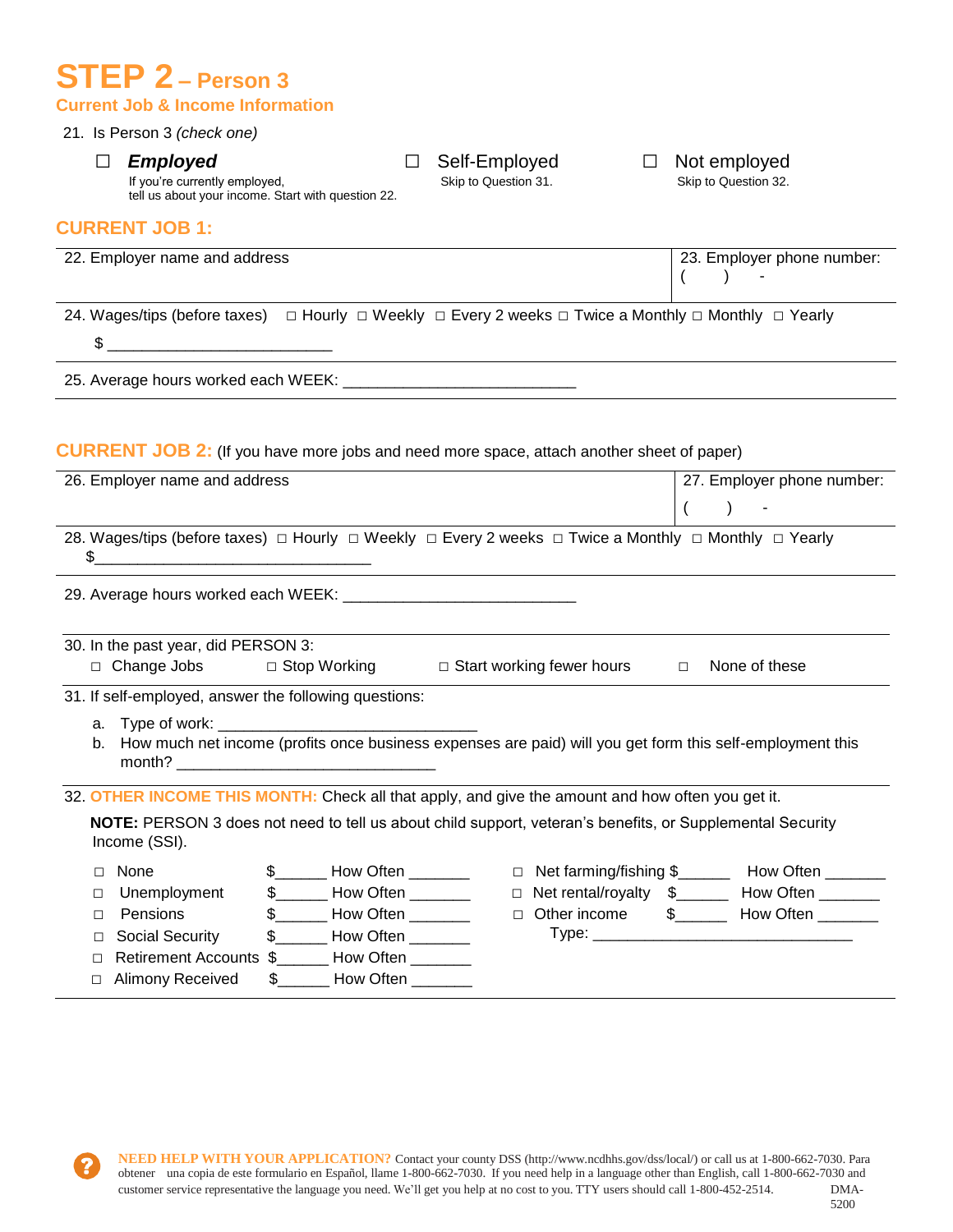# STEP 2 – Person 3

## Current Job & Income Information

21. Is Person 3 *(check one)*

☐ ***Employed*** — If you're currently employed, tell us about your income. Start with question 22.

☐ Self-Employed — Skip to Question 31.

☐ Not employed — Skip to Question 32.

## CURRENT JOB 1:

| 22. Employer name and address | 23. Employer phone number: ( ) - |
|---|---|

24. Wages/tips (before taxes) □ Hourly □ Weekly □ Every 2 weeks □ Twice a Monthly □ Monthly □ Yearly

$ ________________________

25. Average hours worked each WEEK: __________________________

## CURRENT JOB 2: (If you have more jobs and need more space, attach another sheet of paper)

| 26. Employer name and address | 27. Employer phone number: ( ) - |
|---|---|

28. Wages/tips (before taxes) □ Hourly □ Weekly □ Every 2 weeks □ Twice a Monthly □ Monthly □ Yearly

$_______________________________

29. Average hours worked each WEEK: __________________________

30. In the past year, did PERSON 3:
□ Change Jobs □ Stop Working □ Start working fewer hours □ None of these

31. If self-employed, answer the following questions:

a. Type of work: _____________________________

b. How much net income (profits once business expenses are paid) will you get form this self-employment this month? _____________________________

32. **OTHER INCOME THIS MONTH:** Check all that apply, and give the amount and how often you get it.

**NOTE:** PERSON 3 does not need to tell us about child support, veteran's benefits, or Supplemental Security Income (SSI).

□ None $______ How Often _______

□ Unemployment $______ How Often _______

□ Pensions $______ How Often _______

□ Social Security $______ How Often _______

□ Retirement Accounts $______ How Often _______

□ Alimony Received $______ How Often _______

□ Net farming/fishing $______ How Often _______

□ Net rental/royalty $______ How Often _______

□ Other income $______ How Often _______
Type: _____________________________

**NEED HELP WITH YOUR APPLICATION?** Contact your county DSS (http://www.ncdhhs.gov/dss/local/) or call us at 1-800-662-7030. Para obtener una copia de este formulario en Español, llame 1-800-662-7030. If you need help in a language other than English, call 1-800-662-7030 and customer service representative the language you need. We'll get you help at no cost to you. TTY users should call 1-800-452-2514. DMA-5200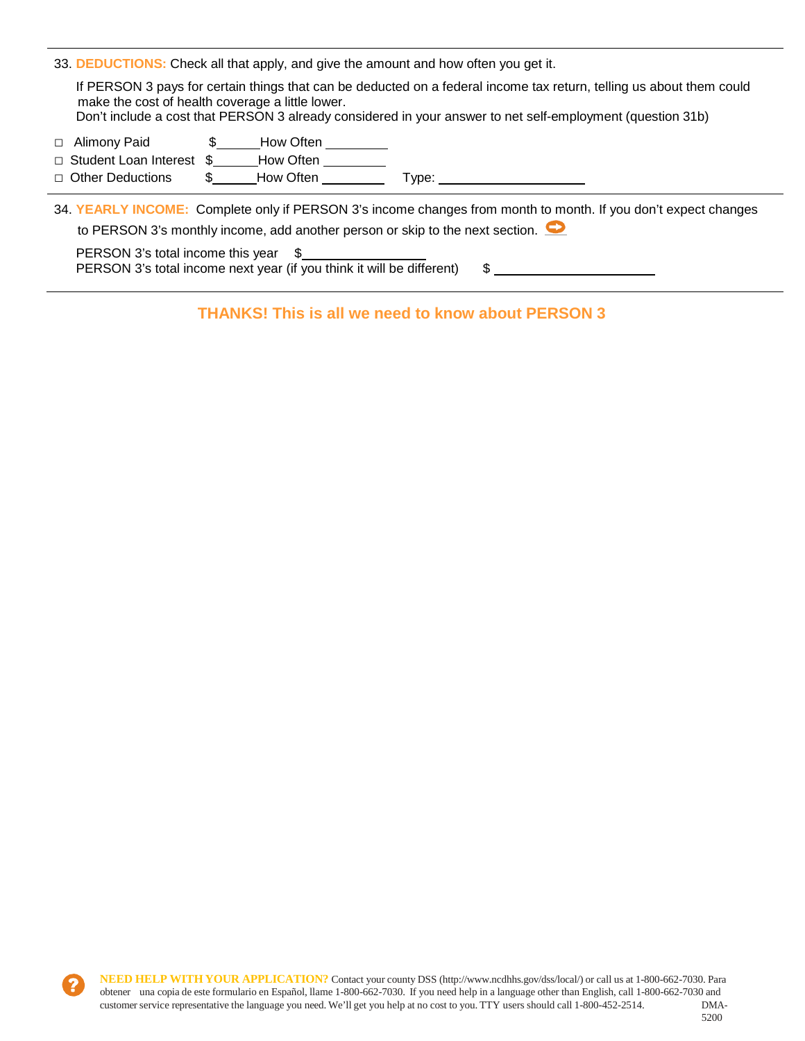33. **DEDUCTIONS:** Check all that apply, and give the amount and how often you get it.

If PERSON 3 pays for certain things that can be deducted on a federal income tax return, telling us about them could make the cost of health coverage a little lower.
Don't include a cost that PERSON 3 already considered in your answer to net self-employment (question 31b)

□ Alimony Paid $______ How Often _________
□ Student Loan Interest $______ How Often _________
□ Other Deductions $______ How Often _________ Type: ____________________

34. **YEARLY INCOME:** Complete only if PERSON 3's income changes from month to month. If you don't expect changes to PERSON 3's monthly income, add another person or skip to the next section.

PERSON 3's total income this year $________________
PERSON 3's total income next year (if you think it will be different) $ ______________________

**THANKS! This is all we need to know about PERSON 3**

**NEED HELP WITH YOUR APPLICATION?** Contact your county DSS (http://www.ncdhhs.gov/dss/local/) or call us at 1-800-662-7030. Para obtener una copia de este formulario en Español, llame 1-800-662-7030. If you need help in a language other than English, call 1-800-662-7030 and customer service representative the language you need. We'll get you help at no cost to you. TTY users should call 1-800-452-2514. DMA-5200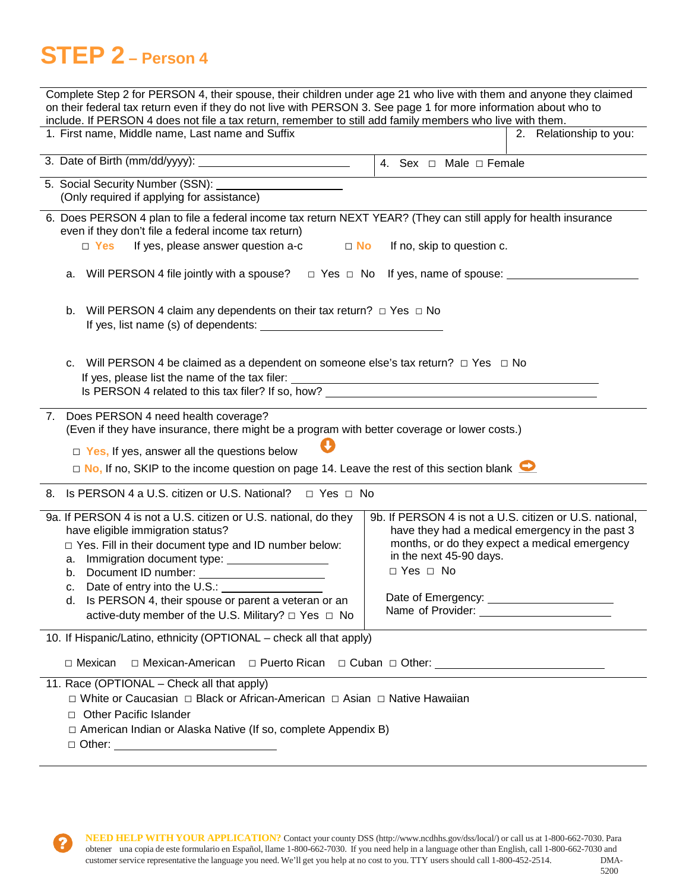# STEP 2 – Person 4

Complete Step 2 for PERSON 4, their spouse, their children under age 21 who live with them and anyone they claimed on their federal tax return even if they do not live with PERSON 3. See page 1 for more information about who to include. If PERSON 4 does not file a tax return, remember to still add family members who live with them.

1. First name, Middle name, Last name and Suffix

2. Relationship to you:

3. Date of Birth (mm/dd/yyyy): ______________________

4. Sex □ Male □ Female

5. Social Security Number (SSN): ________________
   (Only required if applying for assistance)

6. Does PERSON 4 plan to file a federal income tax return NEXT YEAR? (They can still apply for health insurance even if they don't file a federal income tax return)

   □ **Yes** If yes, please answer question a-c □ **No** If no, skip to question c.

   a. Will PERSON 4 file jointly with a spouse? □ Yes □ No If yes, name of spouse: ________________

   b. Will PERSON 4 claim any dependents on their tax return? □ Yes □ No
   If yes, list name (s) of dependents: ______________________

   c. Will PERSON 4 be claimed as a dependent on someone else's tax return? □ Yes □ No
   If yes, please list the name of the tax filer: ________________________________
   Is PERSON 4 related to this tax filer? If so, how? ________________________________

7. Does PERSON 4 need health coverage?
   (Even if they have insurance, there might be a program with better coverage or lower costs.)

   □ **Yes,** If yes, answer all the questions below

   □ **No,** If no, SKIP to the income question on page 14. Leave the rest of this section blank

8. Is PERSON 4 a U.S. citizen or U.S. National? □ Yes □ No

9a. If PERSON 4 is not a U.S. citizen or U.S. national, do they have eligible immigration status?
   □ Yes. Fill in their document type and ID number below:
   a. Immigration document type: ______________
   b. Document ID number: ________________
   c. Date of entry into the U.S.: ______________
   d. Is PERSON 4, their spouse or parent a veteran or an active-duty member of the U.S. Military? □ Yes □ No

9b. If PERSON 4 is not a U.S. citizen or U.S. national, have they had a medical emergency in the past 3 months, or do they expect a medical emergency in the next 45-90 days.
   □ Yes □ No

   Date of Emergency: ________________
   Name of Provider: ________________

10. If Hispanic/Latino, ethnicity (OPTIONAL – check all that apply)

   □ Mexican □ Mexican-American □ Puerto Rican □ Cuban □ Other: ______________________

11. Race (OPTIONAL – Check all that apply)
   □ White or Caucasian □ Black or African-American □ Asian □ Native Hawaiian
   □ Other Pacific Islander
   □ American Indian or Alaska Native (If so, complete Appendix B)
   □ Other: ______________________

**NEED HELP WITH YOUR APPLICATION?** Contact your county DSS (http://www.ncdhhs.gov/dss/local/) or call us at 1-800-662-7030. Para obtener una copia de este formulario en Español, llame 1-800-662-7030. If you need help in a language other than English, call 1-800-662-7030 and customer service representative the language you need. We'll get you help at no cost to you. TTY users should call 1-800-452-2514. DMA-5200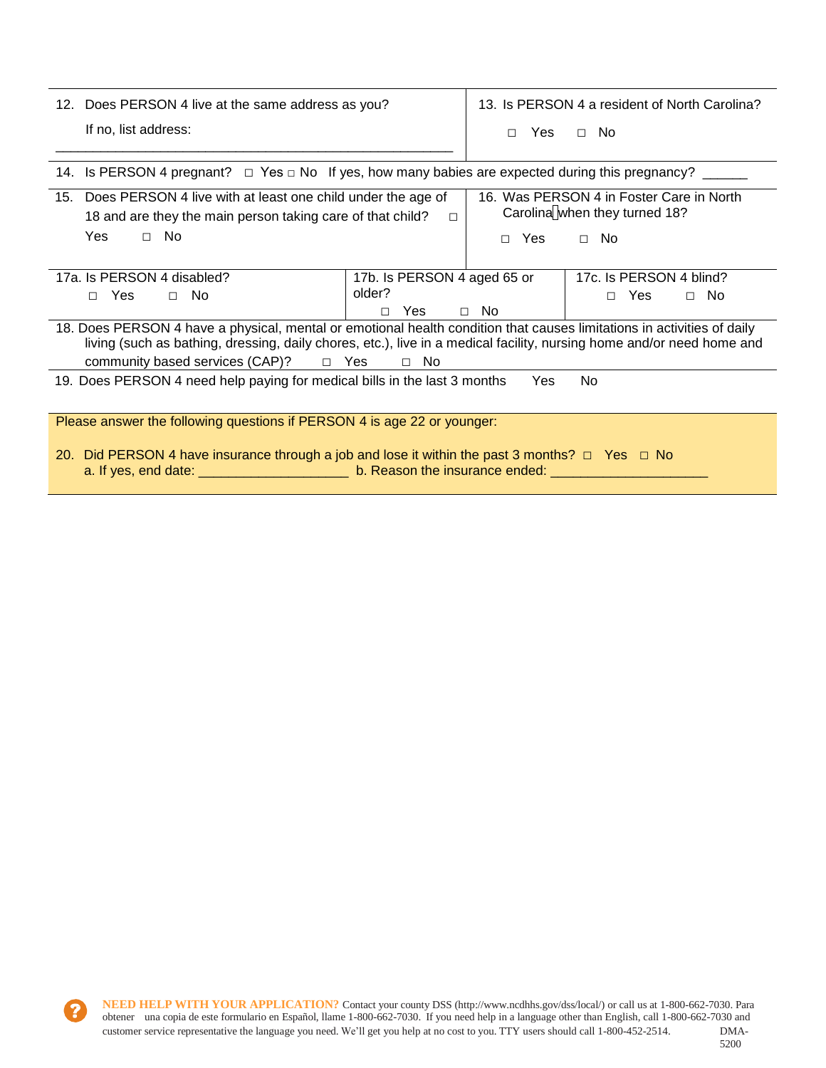12. Does PERSON 4 live at the same address as you?

If no, list address:

\_\_\_\_\_\_\_\_\_\_\_\_\_\_\_\_\_\_\_\_\_\_\_\_\_\_\_\_\_\_\_\_\_\_\_\_\_\_\_\_\_\_\_\_\_\_\_\_\_\_\_\_

13. Is PERSON 4 a resident of North Carolina?

□ Yes □ No

14. Is PERSON 4 pregnant? □ Yes □ No If yes, how many babies are expected during this pregnancy? \_\_\_\_\_\_

15. Does PERSON 4 live with at least one child under the age of 18 and are they the main person taking care of that child? □ Yes □ No

16. Was PERSON 4 in Foster Care in North Carolina when they turned 18?

□ Yes □ No

17a. Is PERSON 4 disabled?

□ Yes □ No

17b. Is PERSON 4 aged 65 or older?

□ Yes □ No

17c. Is PERSON 4 blind?

□ Yes □ No

18. Does PERSON 4 have a physical, mental or emotional health condition that causes limitations in activities of daily living (such as bathing, dressing, daily chores, etc.), live in a medical facility, nursing home and/or need home and community based services (CAP)? □ Yes □ No

19. Does PERSON 4 need help paying for medical bills in the last 3 months Yes No

Please answer the following questions if PERSON 4 is age 22 or younger:

20. Did PERSON 4 have insurance through a job and lose it within the past 3 months? □ Yes □ No

a. If yes, end date: \_\_\_\_\_\_\_\_\_\_\_\_\_\_\_\_\_\_\_\_ b. Reason the insurance ended: \_\_\_\_\_\_\_\_\_\_\_\_\_\_\_\_\_\_\_\_\_

**NEED HELP WITH YOUR APPLICATION?** Contact your county DSS (http://www.ncdhhs.gov/dss/local/) or call us at 1-800-662-7030. Para obtener una copia de este formulario en Español, llame 1-800-662-7030. If you need help in a language other than English, call 1-800-662-7030 and customer service representative the language you need. We'll get you help at no cost to you. TTY users should call 1-800-452-2514. DMA-5200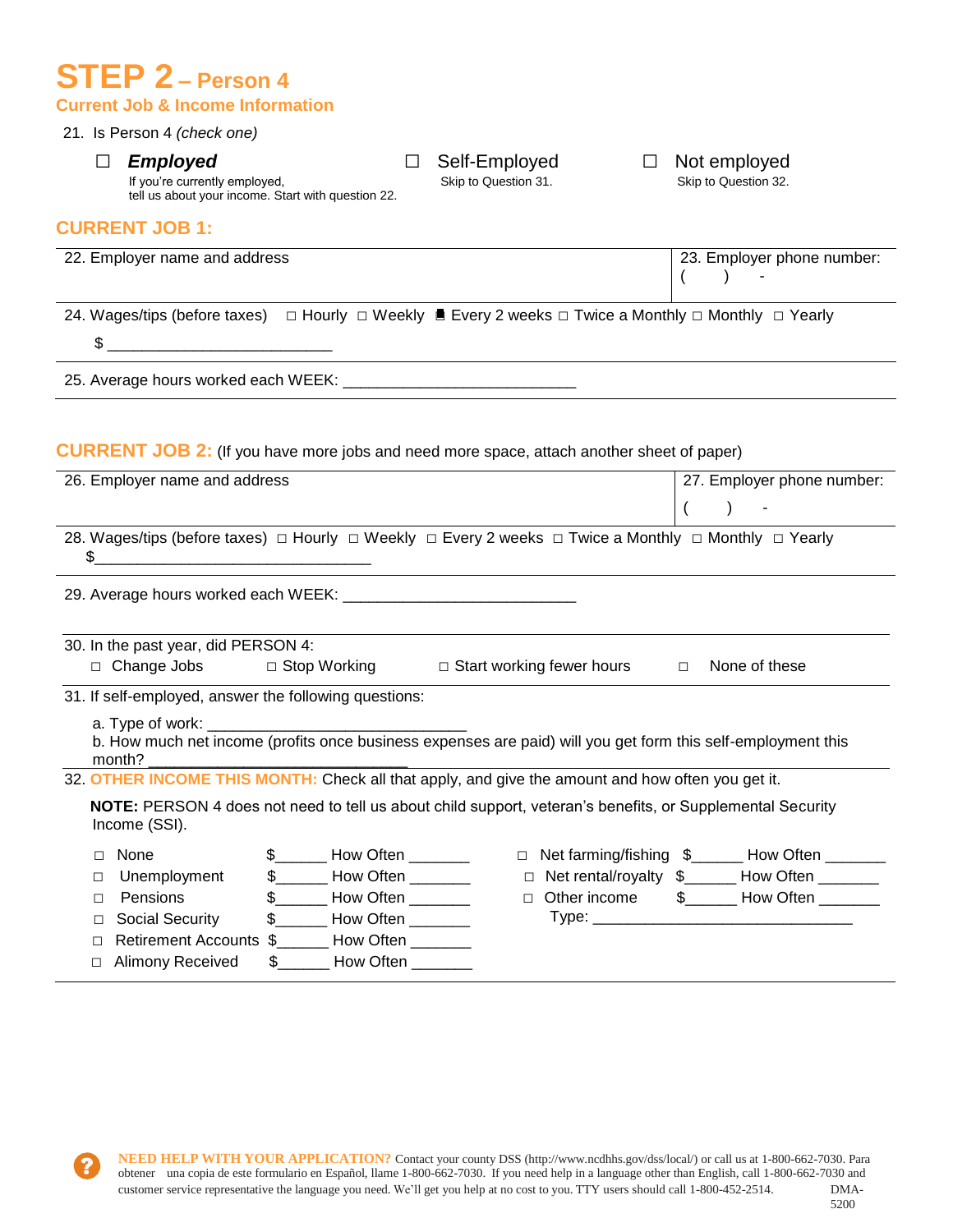# STEP 2 – Person 4

### Current Job & Income Information

21. Is Person 4 *(check one)*

☐ ***Employed*** — If you're currently employed, tell us about your income. Start with question 22.

☐ Self-Employed — Skip to Question 31.

☐ Not employed — Skip to Question 32.

## CURRENT JOB 1:

| 22. Employer name and address | 23. Employer phone number: ( ) - |
|---|---|

24. Wages/tips (before taxes) ☐ Hourly ☐ Weekly ■ Every 2 weeks ☐ Twice a Monthly ☐ Monthly ☐ Yearly

$ ________________________

25. Average hours worked each WEEK: __________________________

## CURRENT JOB 2: (If you have more jobs and need more space, attach another sheet of paper)

| 26. Employer name and address | 27. Employer phone number: ( ) - |
|---|---|

28. Wages/tips (before taxes) ☐ Hourly ☐ Weekly ☐ Every 2 weeks ☐ Twice a Monthly ☐ Monthly ☐ Yearly

$______________________________

29. Average hours worked each WEEK: __________________________

30. In the past year, did PERSON 4:

☐ Change Jobs ☐ Stop Working ☐ Start working fewer hours ☐ None of these

31. If self-employed, answer the following questions:

a. Type of work: ____________________________

b. How much net income (profits once business expenses are paid) will you get form this self-employment this month? ____________________________

32. **OTHER INCOME THIS MONTH:** Check all that apply, and give the amount and how often you get it.

**NOTE:** PERSON 4 does not need to tell us about child support, veteran's benefits, or Supplemental Security Income (SSI).

☐ None $______ How Often _______

☐ Unemployment $______ How Often _______

☐ Pensions $______ How Often _______

☐ Social Security $______ How Often _______

☐ Retirement Accounts $______ How Often _______

☐ Alimony Received $______ How Often _______

☐ Net farming/fishing $______ How Often _______

☐ Net rental/royalty $______ How Often _______

☐ Other income $______ How Often _______

Type: ____________________________

**NEED HELP WITH YOUR APPLICATION?** Contact your county DSS (http://www.ncdhhs.gov/dss/local/) or call us at 1-800-662-7030. Para obtener una copia de este formulario en Español, llame 1-800-662-7030. If you need help in a language other than English, call 1-800-662-7030 and customer service representative the language you need. We'll get you help at no cost to you. TTY users should call 1-800-452-2514.

DMA-5200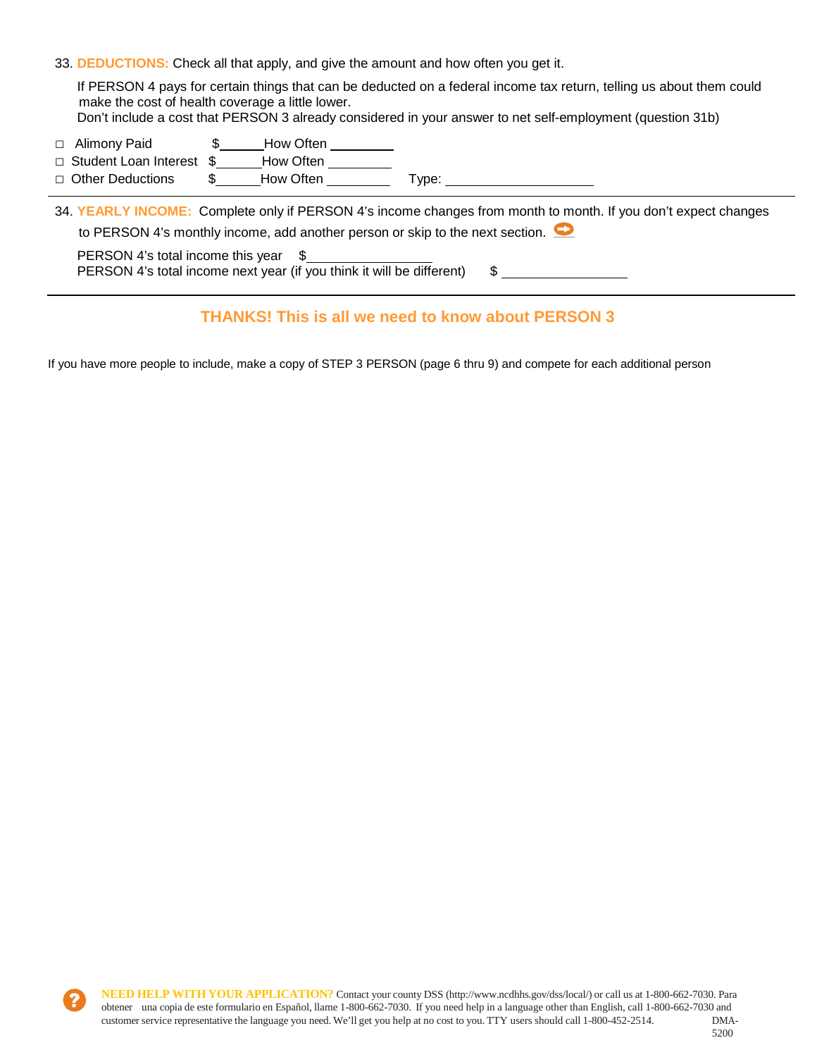33. **DEDUCTIONS:** Check all that apply, and give the amount and how often you get it.

If PERSON 4 pays for certain things that can be deducted on a federal income tax return, telling us about them could make the cost of health coverage a little lower.
Don't include a cost that PERSON 3 already considered in your answer to net self-employment (question 31b)

- ☐ Alimony Paid $\_\_\_\_\_\_ How Often \_\_\_\_\_\_\_\_\_
- ☐ Student Loan Interest $\_\_\_\_\_\_ How Often \_\_\_\_\_\_\_\_\_
- ☐ Other Deductions $\_\_\_\_\_\_ How Often \_\_\_\_\_\_\_\_\_ Type: \_\_\_\_\_\_\_\_\_\_\_\_\_\_\_\_\_\_\_\_

34. **YEARLY INCOME:** Complete only if PERSON 4's income changes from month to month. If you don't expect changes to PERSON 4's monthly income, add another person or skip to the next section. ➡

PERSON 4's total income this year $\_\_\_\_\_\_\_\_\_\_\_\_\_\_\_\_\_

PERSON 4's total income next year (if you think it will be different) $ \_\_\_\_\_\_\_\_\_\_\_\_\_\_\_\_\_

## THANKS! This is all we need to know about PERSON 3

If you have more people to include, make a copy of STEP 3 PERSON (page 6 thru 9) and compete for each additional person

**NEED HELP WITH YOUR APPLICATION?** Contact your county DSS (http://www.ncdhhs.gov/dss/local/) or call us at 1-800-662-7030. Para obtener una copia de este formulario en Español, llame 1-800-662-7030. If you need help in a language other than English, call 1-800-662-7030 and customer service representative the language you need. We'll get you help at no cost to you. TTY users should call 1-800-452-2514. DMA-5200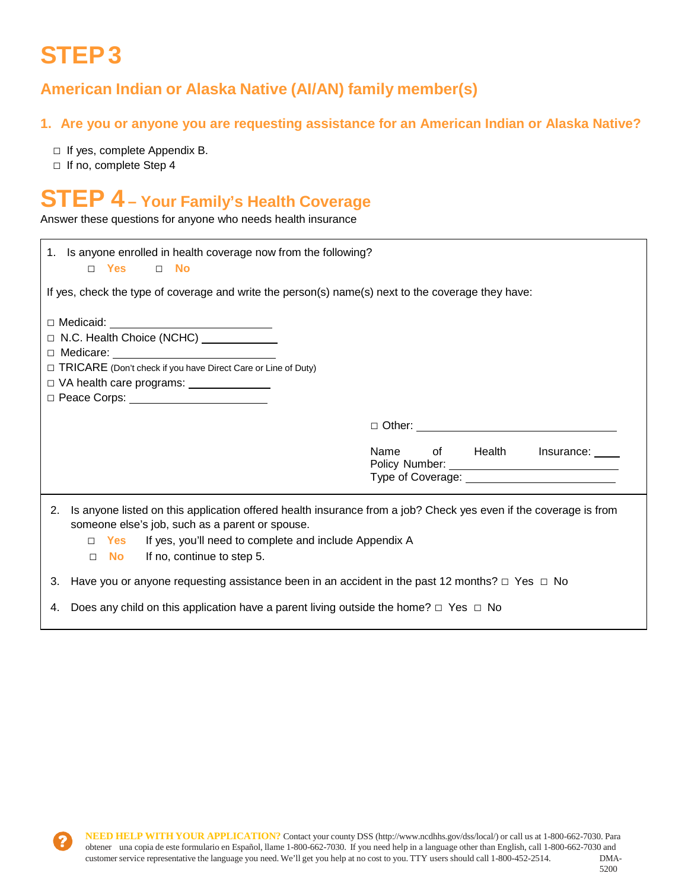# STEP 3

## American Indian or Alaska Native (AI/AN) family member(s)

### 1. Are you or anyone you are requesting assistance for an American Indian or Alaska Native?

- ☐ If yes, complete Appendix B.
- ☐ If no, complete Step 4

# STEP 4 – Your Family's Health Coverage

Answer these questions for anyone who needs health insurance

1. Is anyone enrolled in health coverage now from the following?
   ☐ **Yes** ☐ **No**

If yes, check the type of coverage and write the person(s) name(s) next to the coverage they have:

- ☐ Medicaid: ____________________
- ☐ N.C. Health Choice (NCHC) __________
- ☐ Medicare: ____________________
- ☐ TRICARE (Don't check if you have Direct Care or Line of Duty)
- ☐ VA health care programs: __________
- ☐ Peace Corps: ____________________

☐ Other: ____________________

Name of Health Insurance: ____
Policy Number: ____________________
Type of Coverage: ____________________

2. Is anyone listed on this application offered health insurance from a job? Check yes even if the coverage is from someone else's job, such as a parent or spouse.
   - ☐ **Yes** If yes, you'll need to complete and include Appendix A
   - ☐ **No** If no, continue to step 5.

3. Have you or anyone requesting assistance been in an accident in the past 12 months? ☐ Yes ☐ No

4. Does any child on this application have a parent living outside the home? ☐ Yes ☐ No

**NEED HELP WITH YOUR APPLICATION?** Contact your county DSS (http://www.ncdhhs.gov/dss/local/) or call us at 1-800-662-7030. Para obtener una copia de este formulario en Español, llame 1-800-662-7030. If you need help in a language other than English, call 1-800-662-7030 and customer service representative the language you need. We'll get you help at no cost to you. TTY users should call 1-800-452-2514. DMA-5200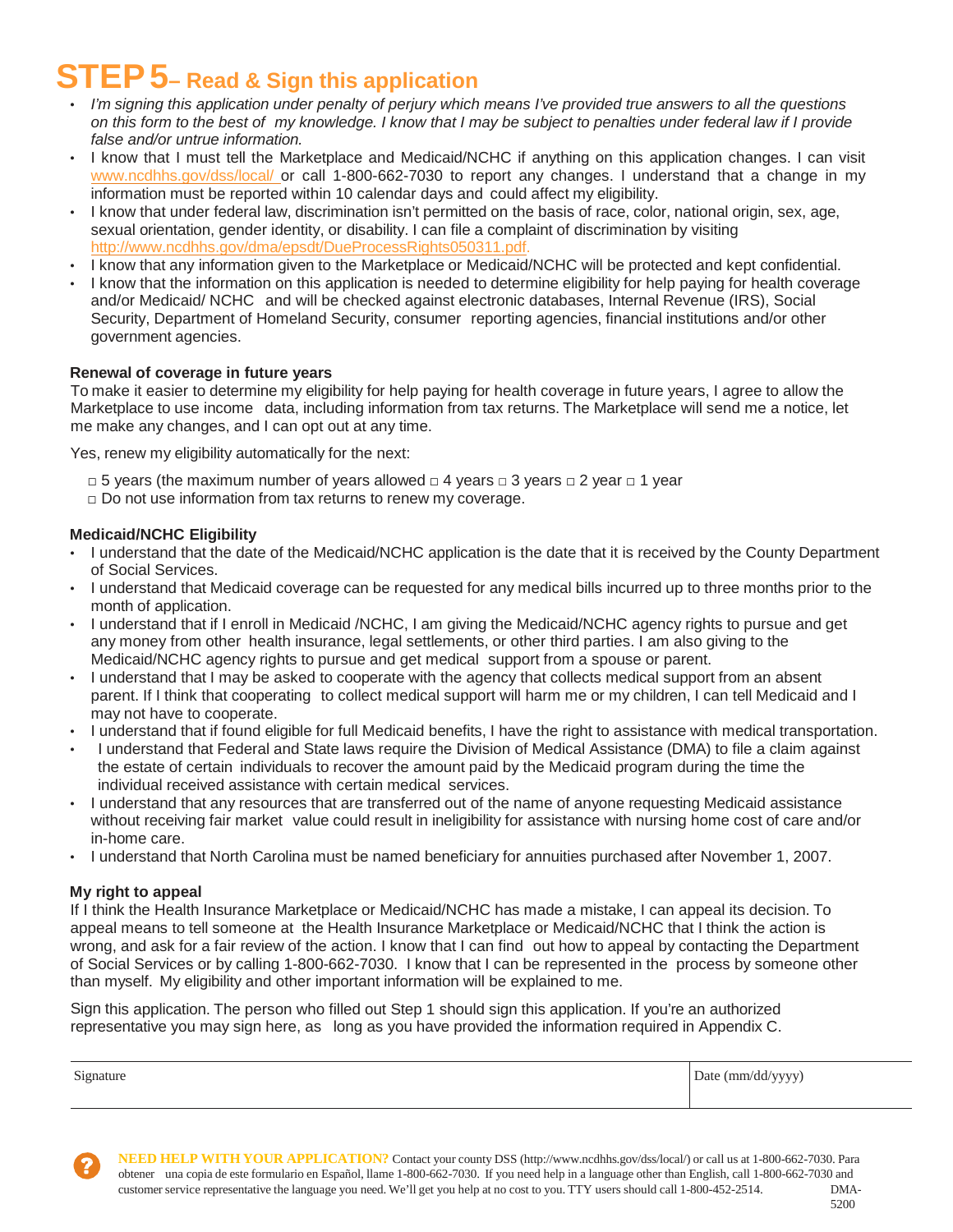# STEP 5– Read & Sign this application

- *I'm signing this application under penalty of perjury which means I've provided true answers to all the questions on this form to the best of my knowledge. I know that I may be subject to penalties under federal law if I provide false and/or untrue information.*
- I know that I must tell the Marketplace and Medicaid/NCHC if anything on this application changes. I can visit www.ncdhhs.gov/dss/local/ or call 1-800-662-7030 to report any changes. I understand that a change in my information must be reported within 10 calendar days and could affect my eligibility.
- I know that under federal law, discrimination isn't permitted on the basis of race, color, national origin, sex, age, sexual orientation, gender identity, or disability. I can file a complaint of discrimination by visiting http://www.ncdhhs.gov/dma/epsdt/DueProcessRights050311.pdf.
- I know that any information given to the Marketplace or Medicaid/NCHC will be protected and kept confidential.
- I know that the information on this application is needed to determine eligibility for help paying for health coverage and/or Medicaid/ NCHC and will be checked against electronic databases, Internal Revenue (IRS), Social Security, Department of Homeland Security, consumer reporting agencies, financial institutions and/or other government agencies.

### Renewal of coverage in future years

To make it easier to determine my eligibility for help paying for health coverage in future years, I agree to allow the Marketplace to use income data, including information from tax returns. The Marketplace will send me a notice, let me make any changes, and I can opt out at any time.

Yes, renew my eligibility automatically for the next:

□ 5 years (the maximum number of years allowed □ 4 years □ 3 years □ 2 year □ 1 year
□ Do not use information from tax returns to renew my coverage.

### Medicaid/NCHC Eligibility

- I understand that the date of the Medicaid/NCHC application is the date that it is received by the County Department of Social Services.
- I understand that Medicaid coverage can be requested for any medical bills incurred up to three months prior to the month of application.
- I understand that if I enroll in Medicaid /NCHC, I am giving the Medicaid/NCHC agency rights to pursue and get any money from other health insurance, legal settlements, or other third parties. I am also giving to the Medicaid/NCHC agency rights to pursue and get medical support from a spouse or parent.
- I understand that I may be asked to cooperate with the agency that collects medical support from an absent parent. If I think that cooperating to collect medical support will harm me or my children, I can tell Medicaid and I may not have to cooperate.
- I understand that if found eligible for full Medicaid benefits, I have the right to assistance with medical transportation.
- I understand that Federal and State laws require the Division of Medical Assistance (DMA) to file a claim against the estate of certain individuals to recover the amount paid by the Medicaid program during the time the individual received assistance with certain medical services.
- I understand that any resources that are transferred out of the name of anyone requesting Medicaid assistance without receiving fair market value could result in ineligibility for assistance with nursing home cost of care and/or in-home care.
- I understand that North Carolina must be named beneficiary for annuities purchased after November 1, 2007.

### My right to appeal

If I think the Health Insurance Marketplace or Medicaid/NCHC has made a mistake, I can appeal its decision. To appeal means to tell someone at the Health Insurance Marketplace or Medicaid/NCHC that I think the action is wrong, and ask for a fair review of the action. I know that I can find out how to appeal by contacting the Department of Social Services or by calling 1-800-662-7030. I know that I can be represented in the process by someone other than myself. My eligibility and other important information will be explained to me.

Sign this application. The person who filled out Step 1 should sign this application. If you're an authorized representative you may sign here, as long as you have provided the information required in Appendix C.

| Signature | Date (mm/dd/yyyy) |
|---|---|
| | |

**NEED HELP WITH YOUR APPLICATION?** Contact your county DSS (http://www.ncdhhs.gov/dss/local/) or call us at 1-800-662-7030. Para obtener una copia de este formulario en Español, llame 1-800-662-7030. If you need help in a language other than English, call 1-800-662-7030 and customer service representative the language you need. We'll get you help at no cost to you. TTY users should call 1-800-452-2514.

DMA-5200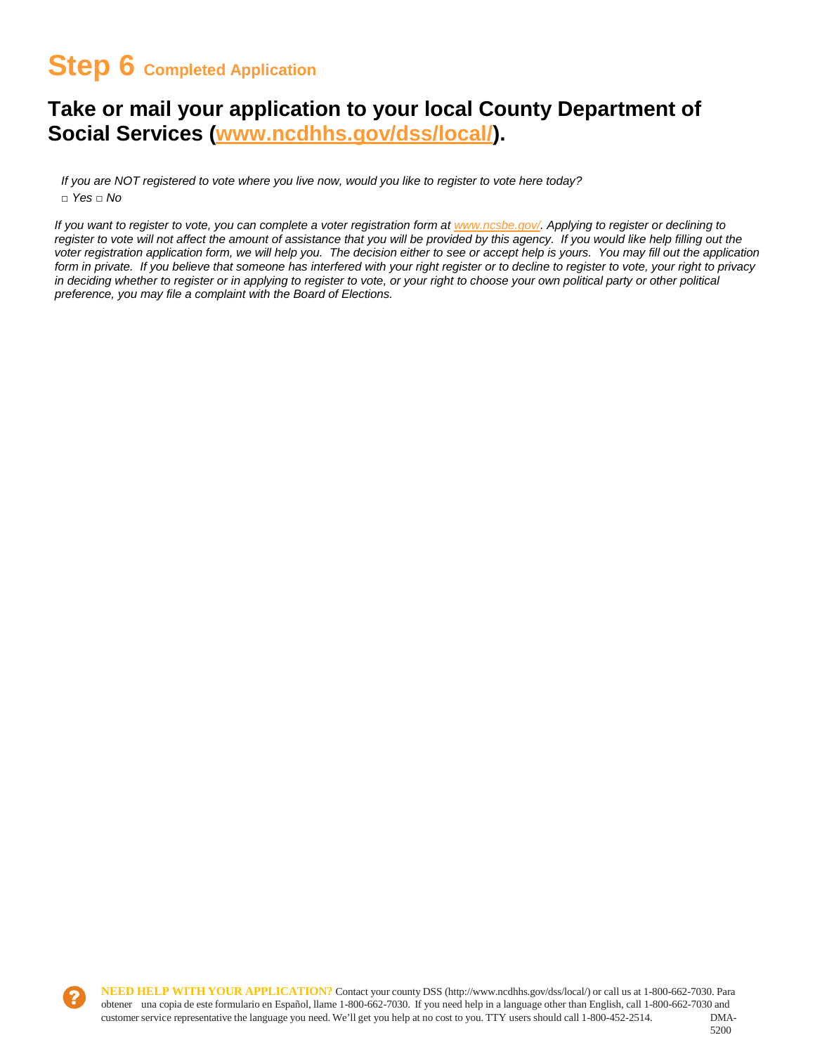# Step 6 Completed Application

## Take or mail your application to your local County Department of Social Services (www.ncdhhs.gov/dss/local/).

*If you are NOT registered to vote where you live now, would you like to register to vote here today?*

□ *Yes* □ *No*

*If you want to register to vote, you can complete a voter registration form at www.ncsbe.gov/. Applying to register or declining to register to vote will not affect the amount of assistance that you will be provided by this agency. If you would like help filling out the voter registration application form, we will help you. The decision either to see or accept help is yours. You may fill out the application form in private. If you believe that someone has interfered with your right register or to decline to register to vote, your right to privacy in deciding whether to register or in applying to register to vote, or your right to choose your own political party or other political preference, you may file a complaint with the Board of Elections.*

**NEED HELP WITH YOUR APPLICATION?** Contact your county DSS (http://www.ncdhhs.gov/dss/local/) or call us at 1-800-662-7030. Para obtener una copia de este formulario en Español, llame 1-800-662-7030. If you need help in a language other than English, call 1-800-662-7030 and customer service representative the language you need. We'll get you help at no cost to you. TTY users should call 1-800-452-2514.

DMA-5200